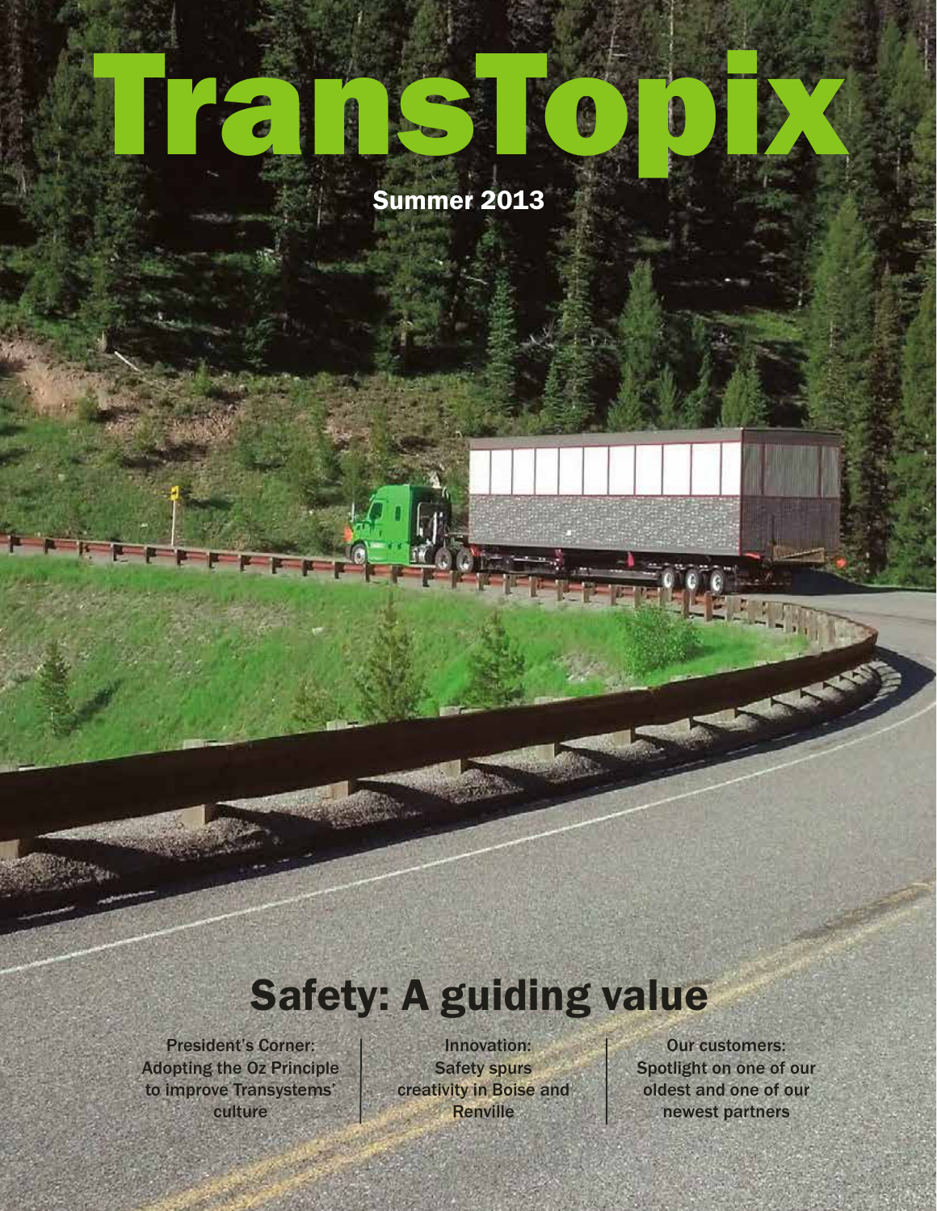# TransTopix

Summer 2013

## Safety: A guiding value

President's Corner: Adopting the Oz Principle to improve Transystems' culture

Innovation: Safety spurs creativity in Boise and Renville

Our customers: Spotlight on one of our oldest and one of our newest partners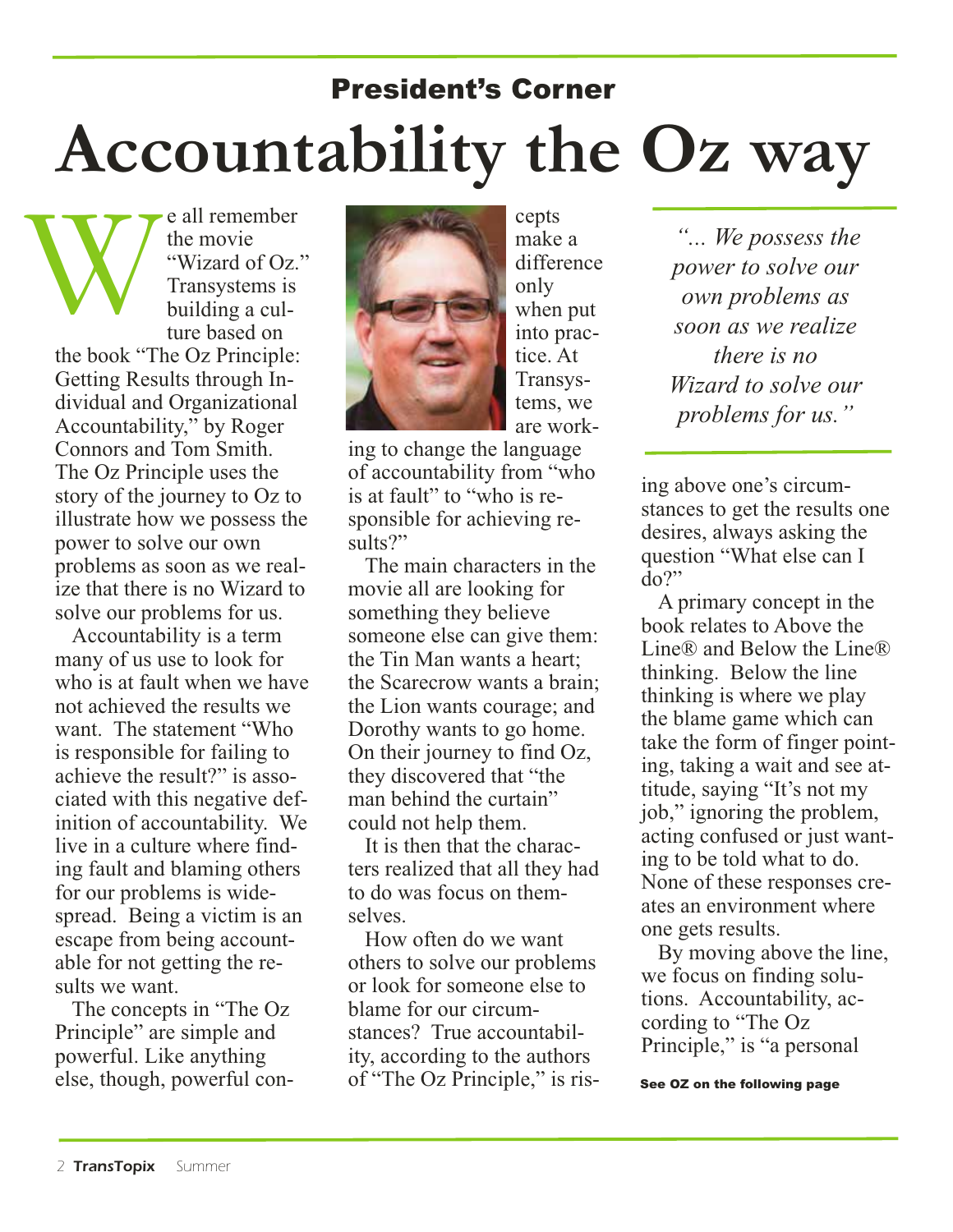## President's Corner

# Accountability the Oz way

We all remember the movie "Wizard of Oz." Transystems is building a culture based on the book "The Oz Principle: Getting Results through Individual and Organizational Accountability," by Roger Connors and Tom Smith. The Oz Principle uses the story of the journey to Oz to illustrate how we possess the power to solve our own problems as soon as we realize that there is no Wizard to solve our problems for us.

Accountability is a term many of us use to look for who is at fault when we have not achieved the results we want. The statement "Who is responsible for failing to achieve the result?" is associated with this negative definition of accountability. We live in a culture where finding fault and blaming others for our problems is widespread. Being a victim is an escape from being accountable for not getting the results we want.

The concepts in "The Oz Principle" are simple and powerful. Like anything else, though, powerful concepts make a difference only when put into practice. At Transystems, we are working to change the language of accountability from "who is at fault" to "who is responsible for achieving results?"

The main characters in the movie all are looking for something they believe someone else can give them: the Tin Man wants a heart; the Scarecrow wants a brain; the Lion wants courage; and Dorothy wants to go home. On their journey to find Oz, they discovered that "the man behind the curtain" could not help them.

It is then that the characters realized that all they had to do was focus on themselves.

How often do we want others to solve our problems or look for someone else to blame for our circumstances? True accountability, according to the authors of "The Oz Principle," is rising above one's circumstances to get the results one desires, always asking the question "What else can I do?"

> *"... We possess the power to solve our own problems as soon as we realize there is no Wizard to solve our problems for us."*

A primary concept in the book relates to Above the Line® and Below the Line® thinking. Below the line thinking is where we play the blame game which can take the form of finger pointing, taking a wait and see attitude, saying "It's not my job," ignoring the problem, acting confused or just wanting to be told what to do. None of these responses creates an environment where one gets results.

By moving above the line, we focus on finding solutions. Accountability, according to "The Oz Principle," is "a personal

**See OZ on the following page**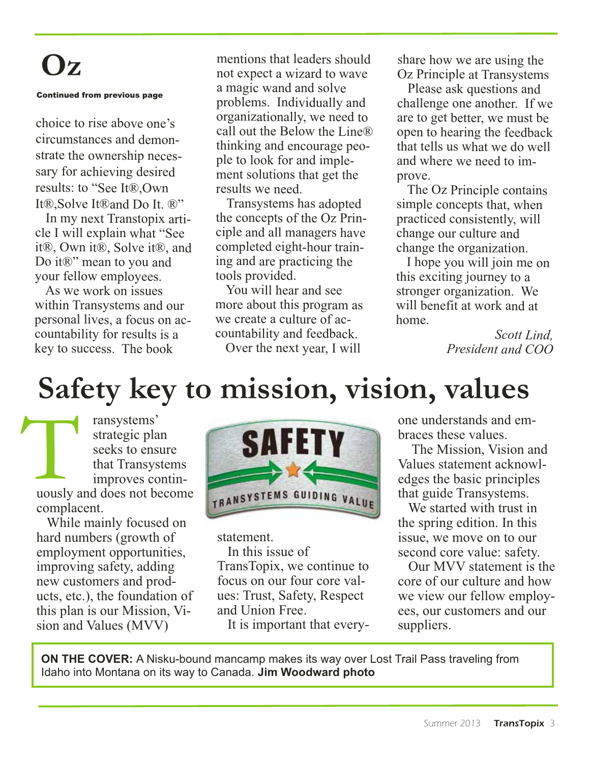# Oz

**Continued from previous page**

choice to rise above one's circumstances and demonstrate the ownership necessary for achieving desired results: to "See It®,Own It®,Solve It®and Do It. ®"

In my next Transtopix article I will explain what "See it®, Own it®, Solve it®, and Do it®" mean to you and your fellow employees.

As we work on issues within Transystems and our personal lives, a focus on accountability for results is a key to success. The book mentions that leaders should not expect a wizard to wave a magic wand and solve problems. Individually and organizationally, we need to call out the Below the Line® thinking and encourage people to look for and implement solutions that get the results we need.

Transystems has adopted the concepts of the Oz Principle and all managers have completed eight-hour training and are practicing the tools provided.

You will hear and see more about this program as we create a culture of accountability and feedback.

Over the next year, I will share how we are using the Oz Principle at Transystems

Please ask questions and challenge one another. If we are to get better, we must be open to hearing the feedback that tells us what we do well and where we need to improve.

The Oz Principle contains simple concepts that, when practiced consistently, will change our culture and change the organization.

I hope you will join me on this exciting journey to a stronger organization. We will benefit at work and at home.

*Scott Lind,*
*President and COO*

# Safety key to mission, vision, values

Transystems' strategic plan seeks to ensure that Transystems improves continuously and does not become complacent.

While mainly focused on hard numbers (growth of employment opportunities, improving safety, adding new customers and products, etc.), the foundation of this plan is our Mission, Vision and Values (MVV) statement.

SAFETY
TRANSYSTEMS GUIDING VALUE

In this issue of TransTopix, we continue to focus on our four core values: Trust, Safety, Respect and Union Free.

It is important that everyone understands and embraces these values.

The Mission, Vision and Values statement acknowledges the basic principles that guide Transystems.

We started with trust in the spring edition. In this issue, we move on to our second core value: safety.

Our MVV statement is the core of our culture and how we view our fellow employees, our customers and our suppliers.

**ON THE COVER:** A Nisku-bound mancamp makes its way over Lost Trail Pass traveling from Idaho into Montana on its way to Canada. **Jim Woodward photo**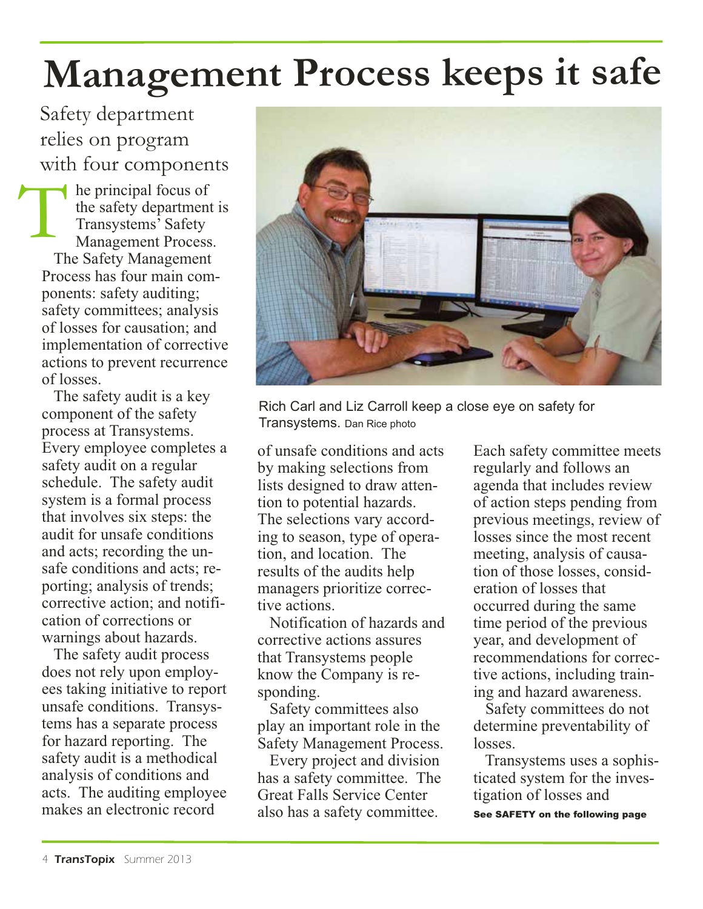# Management Process keeps it safe

## Safety department relies on program with four components

The principal focus of the safety department is Transystems' Safety Management Process.

The Safety Management Process has four main components: safety auditing; safety committees; analysis of losses for causation; and implementation of corrective actions to prevent recurrence of losses.

The safety audit is a key component of the safety process at Transystems. Every employee completes a safety audit on a regular schedule. The safety audit system is a formal process that involves six steps: the audit for unsafe conditions and acts; recording the unsafe conditions and acts; reporting; analysis of trends; corrective action; and notification of corrections or warnings about hazards.

The safety audit process does not rely upon employees taking initiative to report unsafe conditions. Transystems has a separate process for hazard reporting. The safety audit is a methodical analysis of conditions and acts. The auditing employee makes an electronic record of unsafe conditions and acts by making selections from lists designed to draw attention to potential hazards. The selections vary according to season, type of operation, and location. The results of the audits help managers prioritize corrective actions.

Rich Carl and Liz Carroll keep a close eye on safety for Transystems. Dan Rice photo

Notification of hazards and corrective actions assures that Transystems people know the Company is responding.

Safety committees also play an important role in the Safety Management Process.

Every project and division has a safety committee. The Great Falls Service Center also has a safety committee. Each safety committee meets regularly and follows an agenda that includes review of action steps pending from previous meetings, review of losses since the most recent meeting, analysis of causation of those losses, consideration of losses that occurred during the same time period of the previous year, and development of recommendations for corrective actions, including training and hazard awareness.

Safety committees do not determine preventability of losses.

Transystems uses a sophisticated system for the investigation of losses and

**See SAFETY on the following page**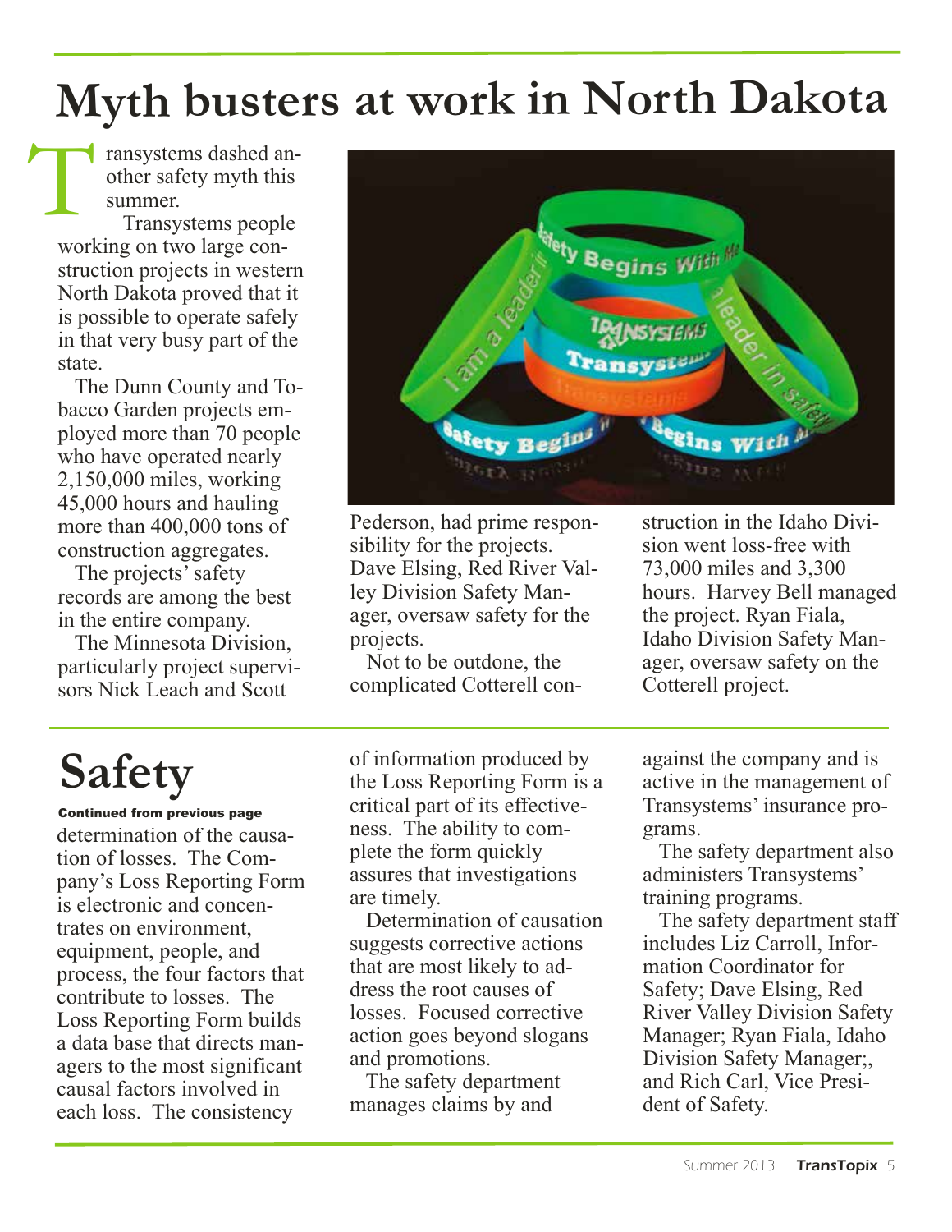# Myth busters at work in North Dakota

Transystems dashed another safety myth this summer.

Transystems people working on two large construction projects in western North Dakota proved that it is possible to operate safely in that very busy part of the state.

The Dunn County and Tobacco Garden projects employed more than 70 people who have operated nearly 2,150,000 miles, working 45,000 hours and hauling more than 400,000 tons of construction aggregates.

The projects' safety records are among the best in the entire company.

The Minnesota Division, particularly project supervisors Nick Leach and Scott Pederson, had prime responsibility for the projects. Dave Elsing, Red River Valley Division Safety Manager, oversaw safety for the projects.

Not to be outdone, the complicated Cotterell construction in the Idaho Division went loss-free with 73,000 miles and 3,300 hours. Harvey Bell managed the project. Ryan Fiala, Idaho Division Safety Manager, oversaw safety on the Cotterell project.

# Safety

**Continued from previous page**

determination of the causation of losses. The Company's Loss Reporting Form is electronic and concentrates on environment, equipment, people, and process, the four factors that contribute to losses. The Loss Reporting Form builds a data base that directs managers to the most significant causal factors involved in each loss. The consistency of information produced by the Loss Reporting Form is a critical part of its effectiveness. The ability to complete the form quickly assures that investigations are timely.

Determination of causation suggests corrective actions that are most likely to address the root causes of losses. Focused corrective action goes beyond slogans and promotions.

The safety department manages claims by and against the company and is active in the management of Transystems' insurance programs.

The safety department also administers Transystems' training programs.

The safety department staff includes Liz Carroll, Information Coordinator for Safety; Dave Elsing, Red River Valley Division Safety Manager; Ryan Fiala, Idaho Division Safety Manager;, and Rich Carl, Vice President of Safety.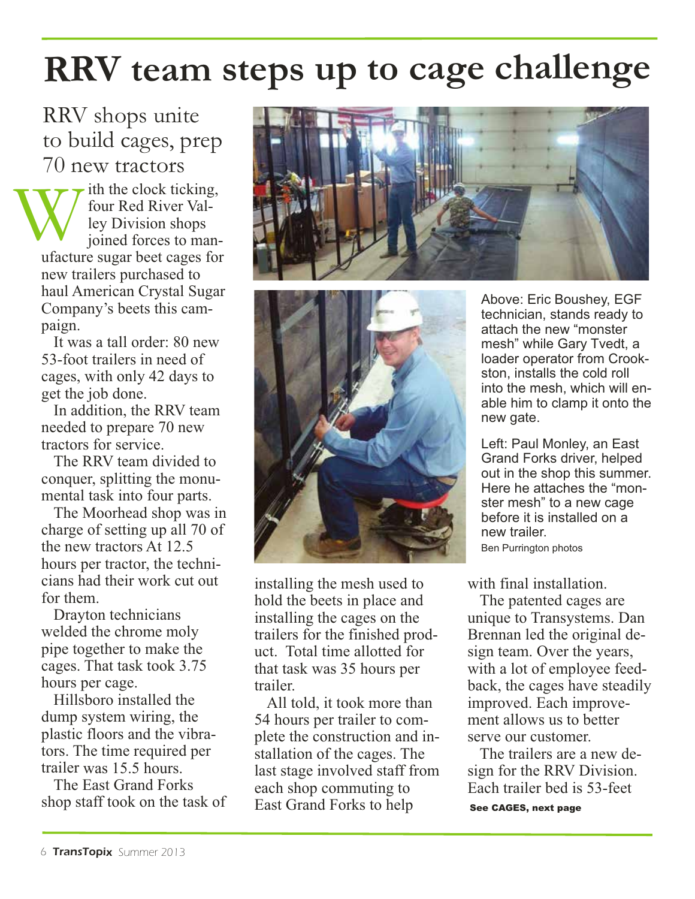# RRV team steps up to cage challenge

## RRV shops unite to build cages, prep 70 new tractors

With the clock ticking, four Red River Valley Division shops joined forces to manufacture sugar beet cages for new trailers purchased to haul American Crystal Sugar Company's beets this campaign.

It was a tall order: 80 new 53-foot trailers in need of cages, with only 42 days to get the job done.

In addition, the RRV team needed to prepare 70 new tractors for service.

The RRV team divided to conquer, splitting the monumental task into four parts.

The Moorhead shop was in charge of setting up all 70 of the new tractors At 12.5 hours per tractor, the technicians had their work cut out for them.

Drayton technicians welded the chrome moly pipe together to make the cages. That task took 3.75 hours per cage.

Hillsboro installed the dump system wiring, the plastic floors and the vibrators. The time required per trailer was 15.5 hours.

The East Grand Forks shop staff took on the task of installing the mesh used to hold the beets in place and installing the cages on the trailers for the finished product. Total time allotted for that task was 35 hours per trailer.

All told, it took more than 54 hours per trailer to complete the construction and installation of the cages. The last stage involved staff from each shop commuting to East Grand Forks to help with final installation.

The patented cages are unique to Transystems. Dan Brennan led the original design team. Over the years, with a lot of employee feedback, the cages have steadily improved. Each improvement allows us to better serve our customer.

The trailers are a new design for the RRV Division. Each trailer bed is 53-feet

**See CAGES, next page**

Above: Eric Boushey, EGF technician, stands ready to attach the new "monster mesh" while Gary Tvedt, a loader operator from Crookston, installs the cold roll into the mesh, which will enable him to clamp it onto the new gate.

Left: Paul Monley, an East Grand Forks driver, helped out in the shop this summer. Here he attaches the "monster mesh" to a new cage before it is installed on a new trailer.

Ben Purrington photos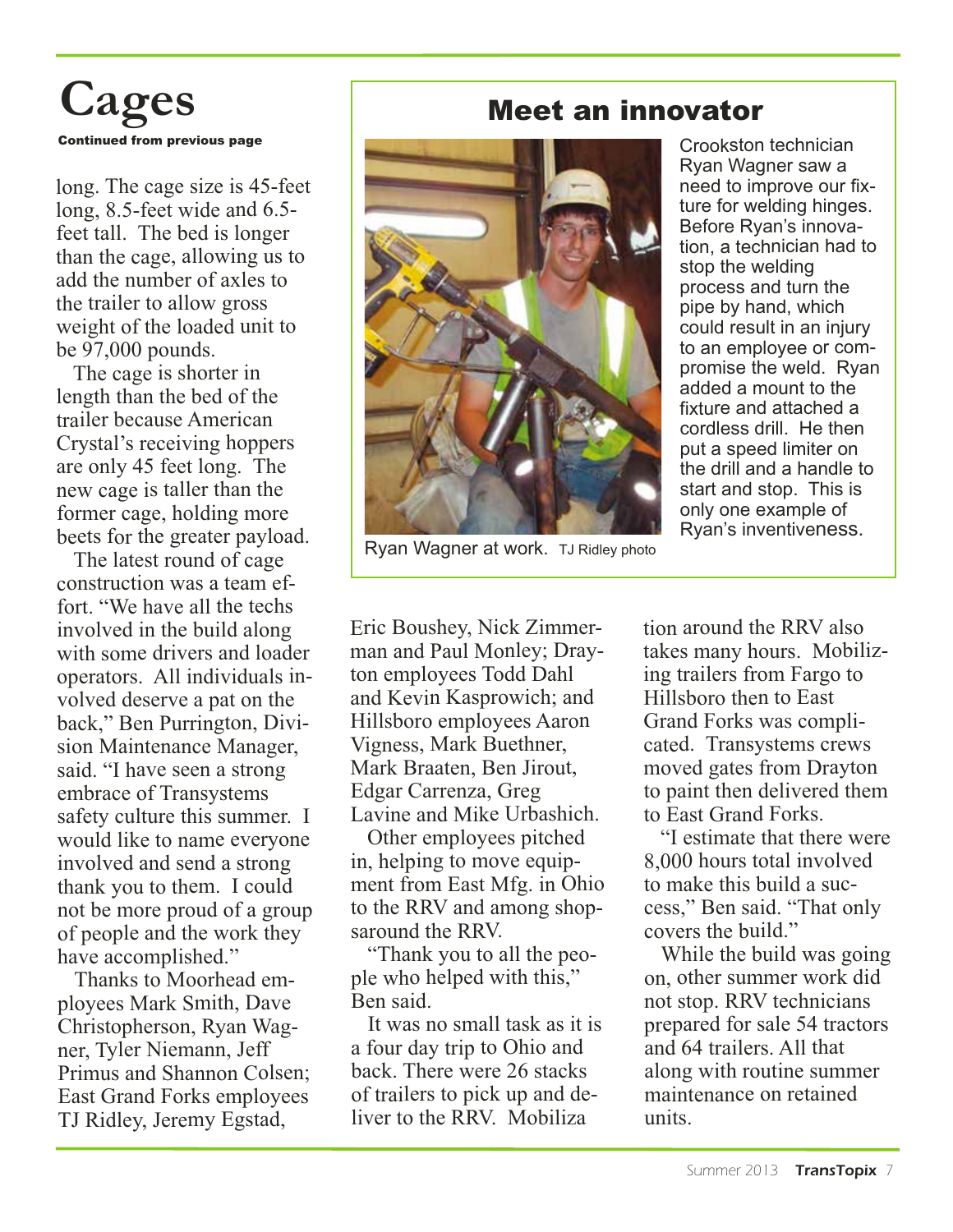# Cages

**Continued from previous page**

long. The cage size is 45-feet long, 8.5-feet wide and 6.5-feet tall. The bed is longer than the cage, allowing us to add the number of axles to the trailer to allow gross weight of the loaded unit to be 97,000 pounds.

The cage is shorter in length than the bed of the trailer because American Crystal's receiving hoppers are only 45 feet long. The new cage is taller than the former cage, holding more beets for the greater payload.

The latest round of cage construction was a team effort. "We have all the techs involved in the build along with some drivers and loader operators. All individuals involved deserve a pat on the back," Ben Purrington, Division Maintenance Manager, said. "I have seen a strong embrace of Transystems safety culture this summer. I would like to name everyone involved and send a strong thank you to them. I could not be more proud of a group of people and the work they have accomplished."

Thanks to Moorhead employees Mark Smith, Dave Christopherson, Ryan Wagner, Tyler Niemann, Jeff Primus and Shannon Colsen; East Grand Forks employees TJ Ridley, Jeremy Egstad, Eric Boushey, Nick Zimmerman and Paul Monley; Drayton employees Todd Dahl and Kevin Kasprowich; and Hillsboro employees Aaron Vigness, Mark Buethner, Mark Braaten, Ben Jirout, Edgar Carrenza, Greg Lavine and Mike Urbashich.

Other employees pitched in, helping to move equipment from East Mfg. in Ohio to the RRV and among shopsaround the RRV.

"Thank you to all the people who helped with this," Ben said.

It was no small task as it is a four day trip to Ohio and back. There were 26 stacks of trailers to pick up and deliver to the RRV. Mobilization around the RRV also takes many hours. Mobilizing trailers from Fargo to Hillsboro then to East Grand Forks was complicated. Transystems crews moved gates from Drayton to paint then delivered them to East Grand Forks.

"I estimate that there were 8,000 hours total involved to make this build a success," Ben said. "That only covers the build."

While the build was going on, other summer work did not stop. RRV technicians prepared for sale 54 tractors and 64 trailers. All that along with routine summer maintenance on retained units.

## Meet an innovator

Ryan Wagner at work. TJ Ridley photo

Crookston technician Ryan Wagner saw a need to improve our fixture for welding hinges. Before Ryan's innovation, a technician had to stop the welding process and turn the pipe by hand, which could result in an injury to an employee or compromise the weld. Ryan added a mount to the fixture and attached a cordless drill. He then put a speed limiter on the drill and a handle to start and stop. This is only one example of Ryan's inventiveness.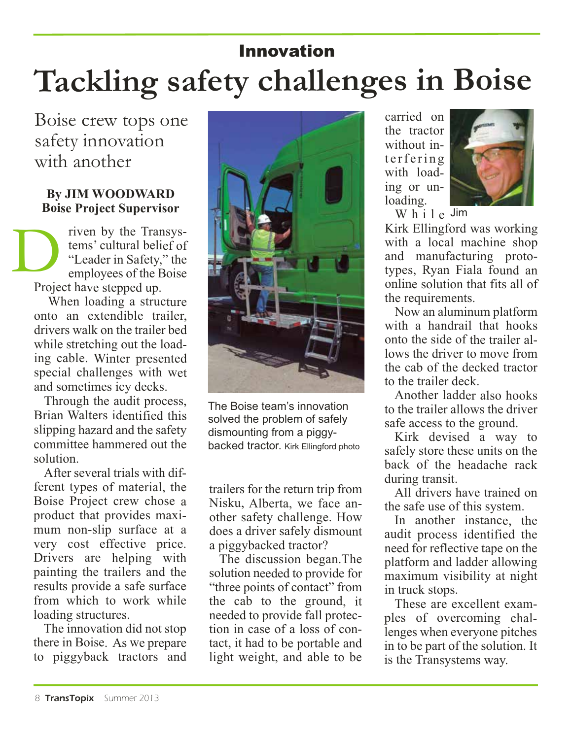## Innovation

# Tackling safety challenges in Boise

### Boise crew tops one safety innovation with another

**By JIM WOODWARD**
**Boise Project Supervisor**

Driven by the Transystems' cultural belief of "Leader in Safety," the employees of the Boise Project have stepped up.

When loading a structure onto an extendible trailer, drivers walk on the trailer bed while stretching out the loading cable. Winter presented special challenges with wet and sometimes icy decks.

Through the audit process, Brian Walters identified this slipping hazard and the safety committee hammered out the solution.

After several trials with different types of material, the Boise Project crew chose a product that provides maximum non-slip surface at a very cost effective price. Drivers are helping with painting the trailers and the results provide a safe surface from which to work while loading structures.

The innovation did not stop there in Boise. As we prepare to piggyback tractors and trailers for the return trip from Nisku, Alberta, we face another safety challenge. How does a driver safely dismount a piggybacked tractor?

The Boise team's innovation solved the problem of safely dismounting from a piggy-backed tractor. Kirk Ellingford photo

The discussion began. The solution needed to provide for "three points of contact" from the cab to the ground, it needed to provide fall protection in case of a loss of contact, it had to be portable and light weight, and able to be carried on the tractor without interfering with loading or unloading.

Jim

While Kirk Ellingford was working with a local machine shop and manufacturing prototypes, Ryan Fiala found an online solution that fits all of the requirements.

Now an aluminum platform with a handrail that hooks onto the side of the trailer allows the driver to move from the cab of the decked tractor to the trailer deck.

Another ladder also hooks to the trailer allows the driver safe access to the ground.

Kirk devised a way to safely store these units on the back of the headache rack during transit.

All drivers have trained on the safe use of this system.

In another instance, the audit process identified the need for reflective tape on the platform and ladder allowing maximum visibility at night in truck stops.

These are excellent examples of overcoming challenges when everyone pitches in to be part of the solution. It is the Transystems way.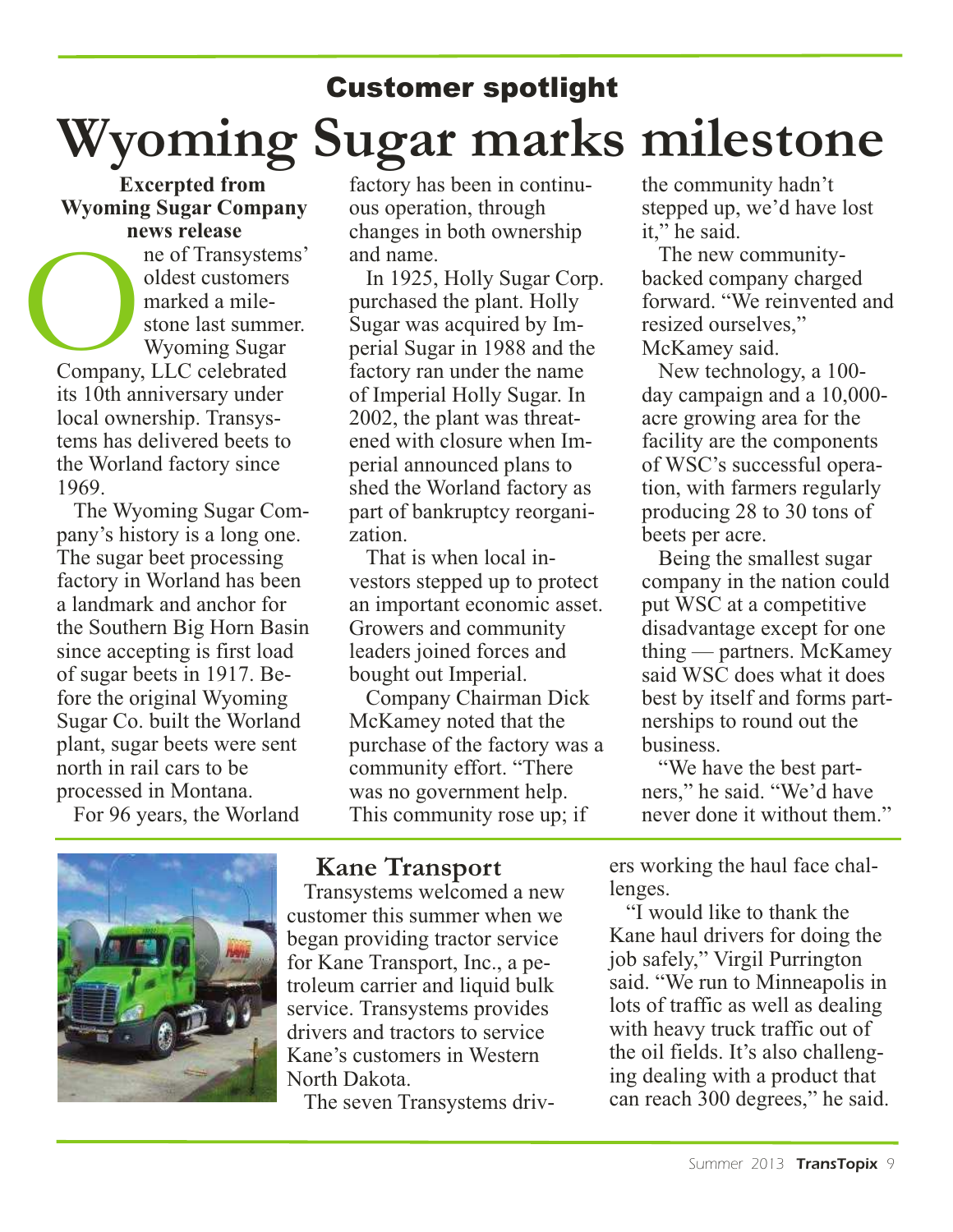## Customer spotlight

# Wyoming Sugar marks milestone

**Excerpted from Wyoming Sugar Company news release**

One of Transystems' oldest customers marked a milestone last summer. Wyoming Sugar Company, LLC celebrated its 10th anniversary under local ownership. Transystems has delivered beets to the Worland factory since 1969.

The Wyoming Sugar Company's history is a long one. The sugar beet processing factory in Worland has been a landmark and anchor for the Southern Big Horn Basin since accepting is first load of sugar beets in 1917. Before the original Wyoming Sugar Co. built the Worland plant, sugar beets were sent north in rail cars to be processed in Montana.

For 96 years, the Worland factory has been in continuous operation, through changes in both ownership and name.

In 1925, Holly Sugar Corp. purchased the plant. Holly Sugar was acquired by Imperial Sugar in 1988 and the factory ran under the name of Imperial Holly Sugar. In 2002, the plant was threatened with closure when Imperial announced plans to shed the Worland factory as part of bankruptcy reorganization.

That is when local investors stepped up to protect an important economic asset. Growers and community leaders joined forces and bought out Imperial.

Company Chairman Dick McKamey noted that the purchase of the factory was a community effort. "There was no government help. This community rose up; if the community hadn't stepped up, we'd have lost it," he said.

The new community-backed company charged forward. "We reinvented and resized ourselves," McKamey said.

New technology, a 100-day campaign and a 10,000-acre growing area for the facility are the components of WSC's successful operation, with farmers regularly producing 28 to 30 tons of beets per acre.

Being the smallest sugar company in the nation could put WSC at a competitive disadvantage except for one thing — partners. McKamey said WSC does what it does best by itself and forms partnerships to round out the business.

"We have the best partners," he said. "We'd have never done it without them."

## Kane Transport

Transystems welcomed a new customer this summer when we began providing tractor service for Kane Transport, Inc., a petroleum carrier and liquid bulk service. Transystems provides drivers and tractors to service Kane's customers in Western North Dakota.

The seven Transystems drivers working the haul face challenges.

"I would like to thank the Kane haul drivers for doing the job safely," Virgil Purrington said. "We run to Minneapolis in lots of traffic as well as dealing with heavy truck traffic out of the oil fields. It's also challenging dealing with a product that can reach 300 degrees," he said.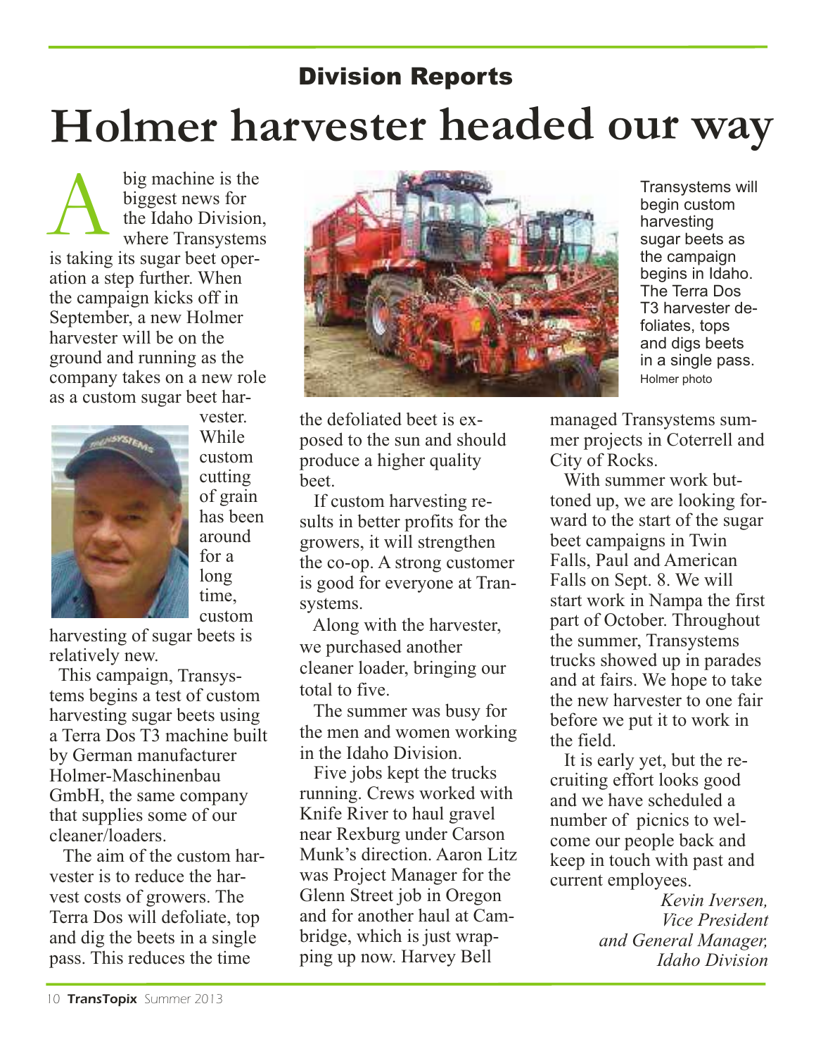## Division Reports

# Holmer harvester headed our way

A big machine is the biggest news for the Idaho Division, where Transystems is taking its sugar beet operation a step further. When the campaign kicks off in September, a new Holmer harvester will be on the ground and running as the company takes on a new role as a custom sugar beet harvester. While custom cutting of grain has been around for a long time, custom harvesting of sugar beets is relatively new.

This campaign, Transystems begins a test of custom harvesting sugar beets using a Terra Dos T3 machine built by German manufacturer Holmer-Maschinenbau GmbH, the same company that supplies some of our cleaner/loaders.

The aim of the custom harvester is to reduce the harvest costs of growers. The Terra Dos will defoliate, top and dig the beets in a single pass. This reduces the time the defoliated beet is exposed to the sun and should produce a higher quality beet.

Transystems will begin custom harvesting sugar beets as the campaign begins in Idaho. The Terra Dos T3 harvester defoliates, tops and digs beets in a single pass. Holmer photo

If custom harvesting results in better profits for the growers, it will strengthen the co-op. A strong customer is good for everyone at Transystems.

Along with the harvester, we purchased another cleaner loader, bringing our total to five.

The summer was busy for the men and women working in the Idaho Division.

Five jobs kept the trucks running. Crews worked with Knife River to haul gravel near Rexburg under Carson Munk's direction. Aaron Litz was Project Manager for the Glenn Street job in Oregon and for another haul at Cambridge, which is just wrapping up now. Harvey Bell managed Transystems summer projects in Coterrell and City of Rocks.

With summer work buttoned up, we are looking forward to the start of the sugar beet campaigns in Twin Falls, Paul and American Falls on Sept. 8. We will start work in Nampa the first part of October. Throughout the summer, Transystems trucks showed up in parades and at fairs. We hope to take the new harvester to one fair before we put it to work in the field.

It is early yet, but the recruiting effort looks good and we have scheduled a number of picnics to welcome our people back and keep in touch with past and current employees.

*Kevin Iversen, Vice President and General Manager, Idaho Division*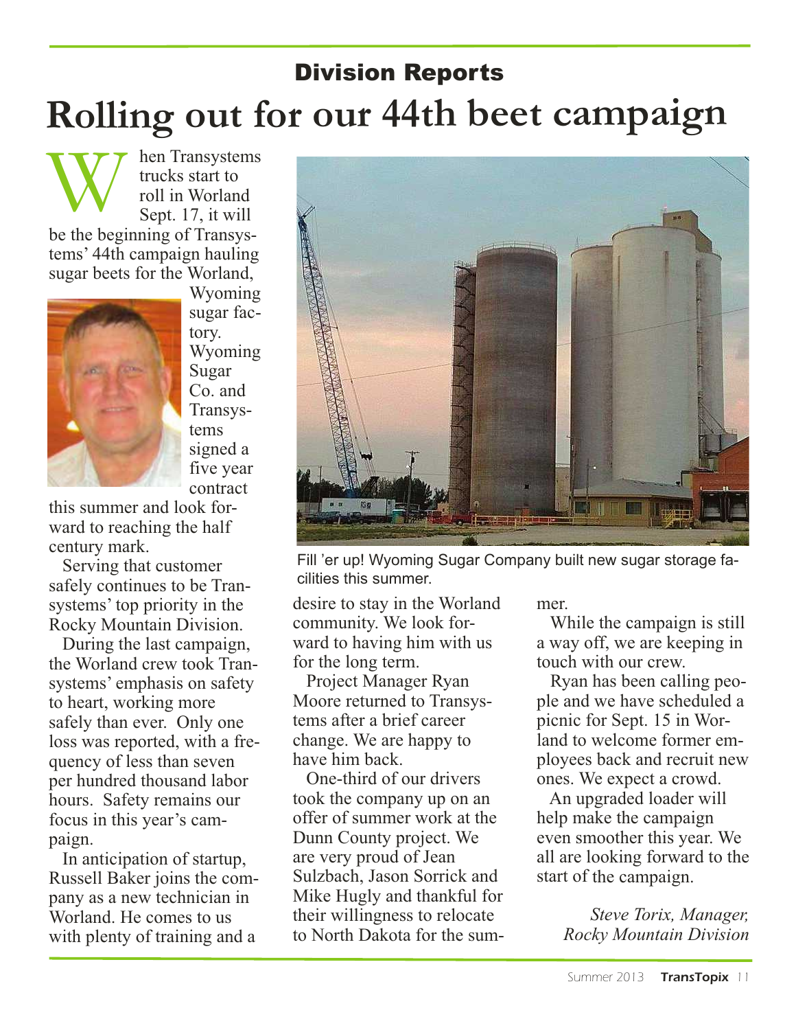## Division Reports

# Rolling out for our 44th beet campaign

When Transystems trucks start to roll in Worland Sept. 17, it will be the beginning of Transystems' 44th campaign hauling sugar beets for the Worland, Wyoming sugar factory. Wyoming Sugar Co. and Transystems signed a five year contract this summer and look forward to reaching the half century mark.

Serving that customer safely continues to be Transystems' top priority in the Rocky Mountain Division.

During the last campaign, the Worland crew took Transystems' emphasis on safety to heart, working more safely than ever. Only one loss was reported, with a frequency of less than seven per hundred thousand labor hours. Safety remains our focus in this year's campaign.

In anticipation of startup, Russell Baker joins the company as a new technician in Worland. He comes to us with plenty of training and a desire to stay in the Worland community. We look forward to having him with us for the long term.

Project Manager Ryan Moore returned to Transystems after a brief career change. We are happy to have him back.

One-third of our drivers took the company up on an offer of summer work at the Dunn County project. We are very proud of Jean Sulzbach, Jason Sorrick and Mike Hugly and thankful for their willingness to relocate to North Dakota for the summer.

While the campaign is still a way off, we are keeping in touch with our crew.

Ryan has been calling people and we have scheduled a picnic for Sept. 15 in Worland to welcome former employees back and recruit new ones. We expect a crowd.

An upgraded loader will help make the campaign even smoother this year. We all are looking forward to the start of the campaign.

*Steve Torix, Manager, Rocky Mountain Division*

Fill 'er up! Wyoming Sugar Company built new sugar storage facilities this summer.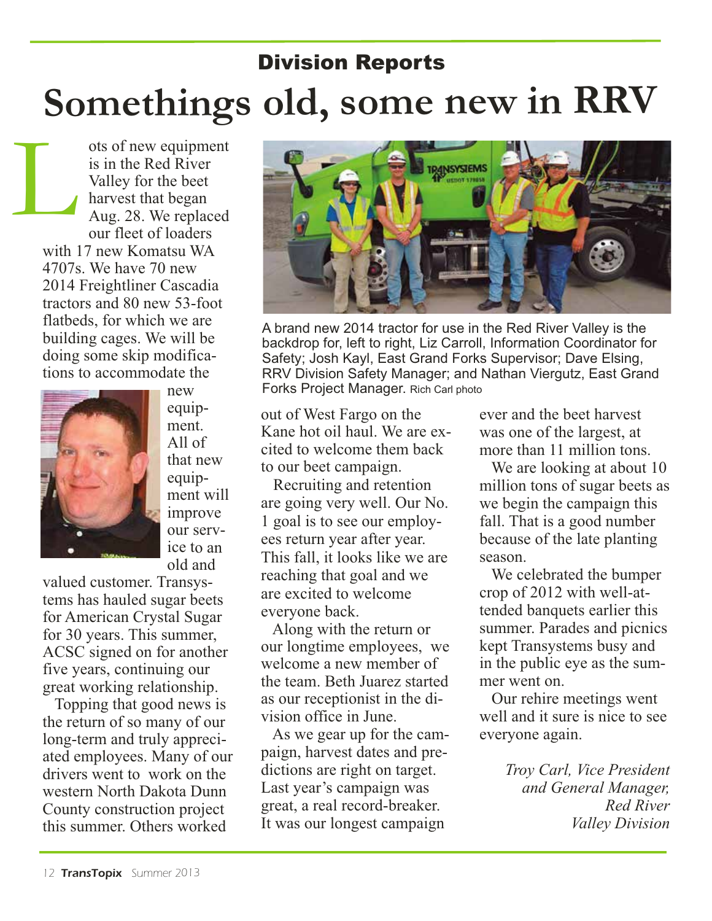## Division Reports

# Somethings old, some new in RRV

Lots of new equipment is in the Red River Valley for the beet harvest that began Aug. 28. We replaced our fleet of loaders with 17 new Komatsu WA 4707s. We have 70 new 2014 Freightliner Cascadia tractors and 80 new 53-foot flatbeds, for which we are building cages. We will be doing some skip modifications to accommodate the new equipment. All of that new equipment will improve our service to an old and valued customer. Transystems has hauled sugar beets for American Crystal Sugar for 30 years. This summer, ACSC signed on for another five years, continuing our great working relationship.

Topping that good news is the return of so many of our long-term and truly appreciated employees. Many of our drivers went to work on the western North Dakota Dunn County construction project this summer. Others worked out of West Fargo on the Kane hot oil haul. We are excited to welcome them back to our beet campaign.

A brand new 2014 tractor for use in the Red River Valley is the backdrop for, left to right, Liz Carroll, Information Coordinator for Safety; Josh Kayl, East Grand Forks Supervisor; Dave Elsing, RRV Division Safety Manager; and Nathan Viergutz, East Grand Forks Project Manager. Rich Carl photo

Recruiting and retention are going very well. Our No. 1 goal is to see our employees return year after year. This fall, it looks like we are reaching that goal and we are excited to welcome everyone back.

Along with the return or our longtime employees, we welcome a new member of the team. Beth Juarez started as our receptionist in the division office in June.

As we gear up for the campaign, harvest dates and predictions are right on target. Last year's campaign was great, a real record-breaker. It was our longest campaign ever and the beet harvest was one of the largest, at more than 11 million tons.

We are looking at about 10 million tons of sugar beets as we begin the campaign this fall. That is a good number because of the late planting season.

We celebrated the bumper crop of 2012 with well-attended banquets earlier this summer. Parades and picnics kept Transystems busy and in the public eye as the summer went on.

Our rehire meetings went well and it sure is nice to see everyone again.

*Troy Carl, Vice President and General Manager, Red River Valley Division*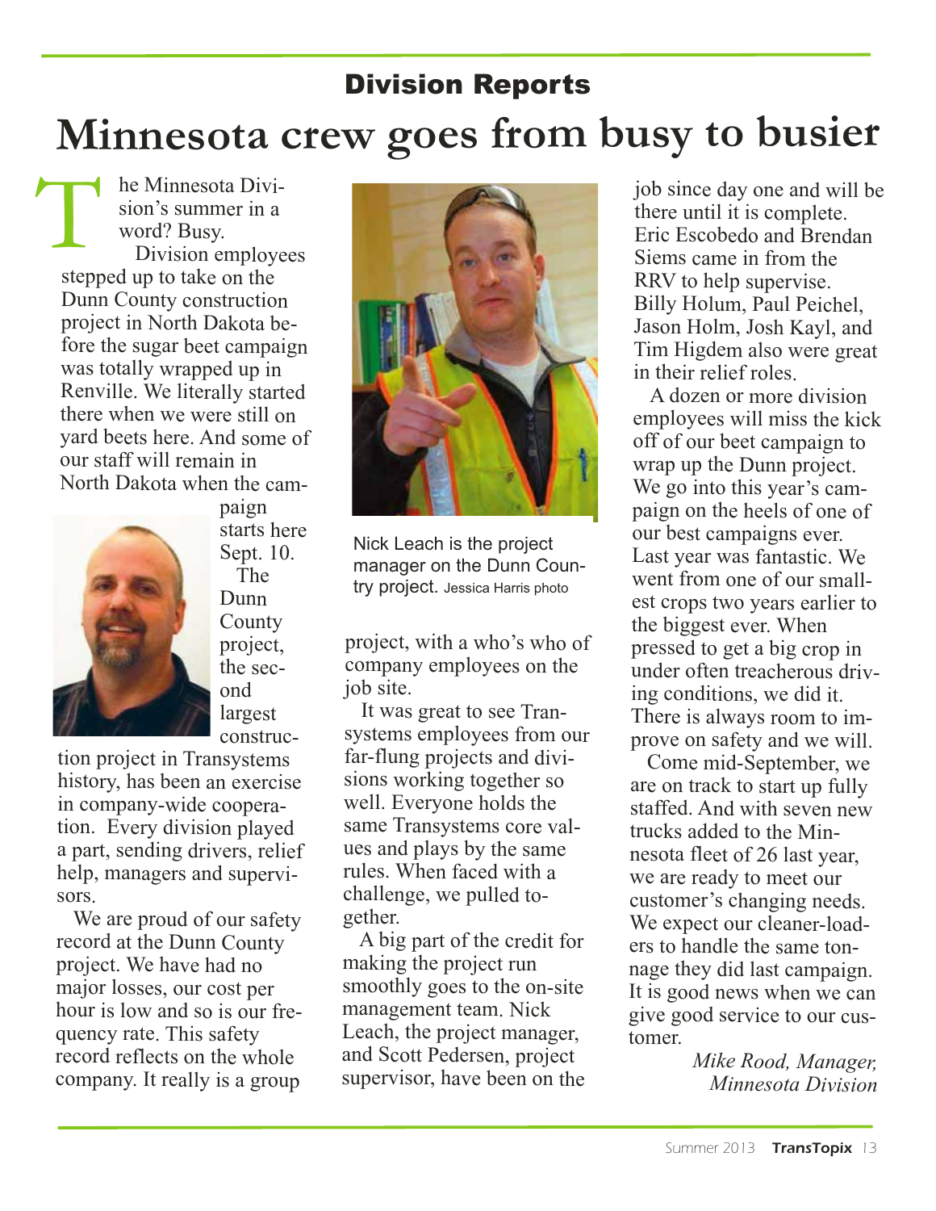## Division Reports

# Minnesota crew goes from busy to busier

The Minnesota Division's summer in a word? Busy.

Division employees stepped up to take on the Dunn County construction project in North Dakota before the sugar beet campaign was totally wrapped up in Renville. We literally started there when we were still on yard beets here. And some of our staff will remain in North Dakota when the campaign starts here Sept. 10.

The Dunn County project, the second largest construction project in Transystems history, has been an exercise in company-wide cooperation. Every division played a part, sending drivers, relief help, managers and supervisors.

We are proud of our safety record at the Dunn County project. We have had no major losses, our cost per hour is low and so is our frequency rate. This safety record reflects on the whole company. It really is a group project, with a who's who of company employees on the job site.

Nick Leach is the project manager on the Dunn Country project. Jessica Harris photo

It was great to see Transystems employees from our far-flung projects and divisions working together so well. Everyone holds the same Transystems core values and plays by the same rules. When faced with a challenge, we pulled together.

A big part of the credit for making the project run smoothly goes to the on-site management team. Nick Leach, the project manager, and Scott Pedersen, project supervisor, have been on the job since day one and will be there until it is complete. Eric Escobedo and Brendan Siems came in from the RRV to help supervise. Billy Holum, Paul Peichel, Jason Holm, Josh Kayl, and Tim Higdem also were great in their relief roles.

A dozen or more division employees will miss the kick off of our beet campaign to wrap up the Dunn project. We go into this year's campaign on the heels of one of our best campaigns ever. Last year was fantastic. We went from one of our smallest crops two years earlier to the biggest ever. When pressed to get a big crop in under often treacherous driving conditions, we did it. There is always room to improve on safety and we will.

Come mid-September, we are on track to start up fully staffed. And with seven new trucks added to the Minnesota fleet of 26 last year, we are ready to meet our customer's changing needs. We expect our cleaner-loaders to handle the same tonnage they did last campaign. It is good news when we can give good service to our customer.

*Mike Rood, Manager, Minnesota Division*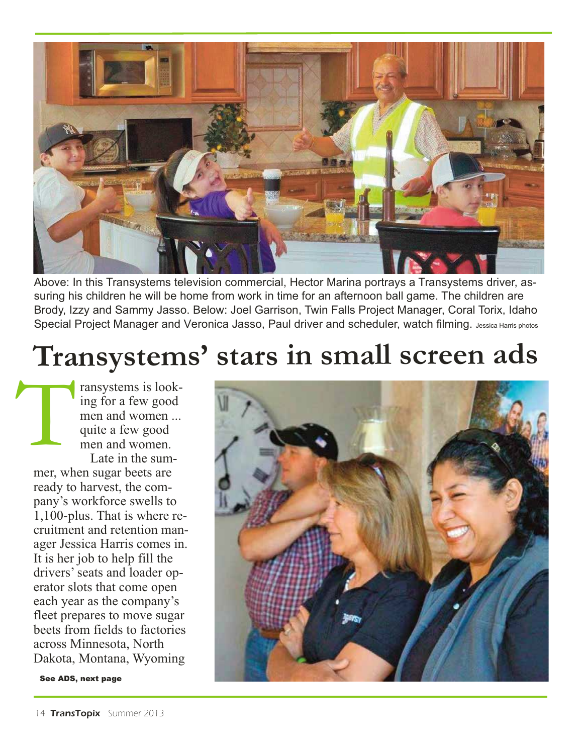Above: In this Transystems television commercial, Hector Marina portrays a Transystems driver, assuring his children he will be home from work in time for an afternoon ball game. The children are Brody, Izzy and Sammy Jasso. Below: Joel Garrison, Twin Falls Project Manager, Coral Torix, Idaho Special Project Manager and Veronica Jasso, Paul driver and scheduler, watch filming. Jessica Harris photos

# Transystems' stars in small screen ads

Transystems is looking for a few good men and women ... quite a few good men and women.

Late in the summer, when sugar beets are ready to harvest, the company's workforce swells to 1,100-plus. That is where recruitment and retention manager Jessica Harris comes in. It is her job to help fill the drivers' seats and loader operator slots that come open each year as the company's fleet prepares to move sugar beets from fields to factories across Minnesota, North Dakota, Montana, Wyoming

**See ADS, next page**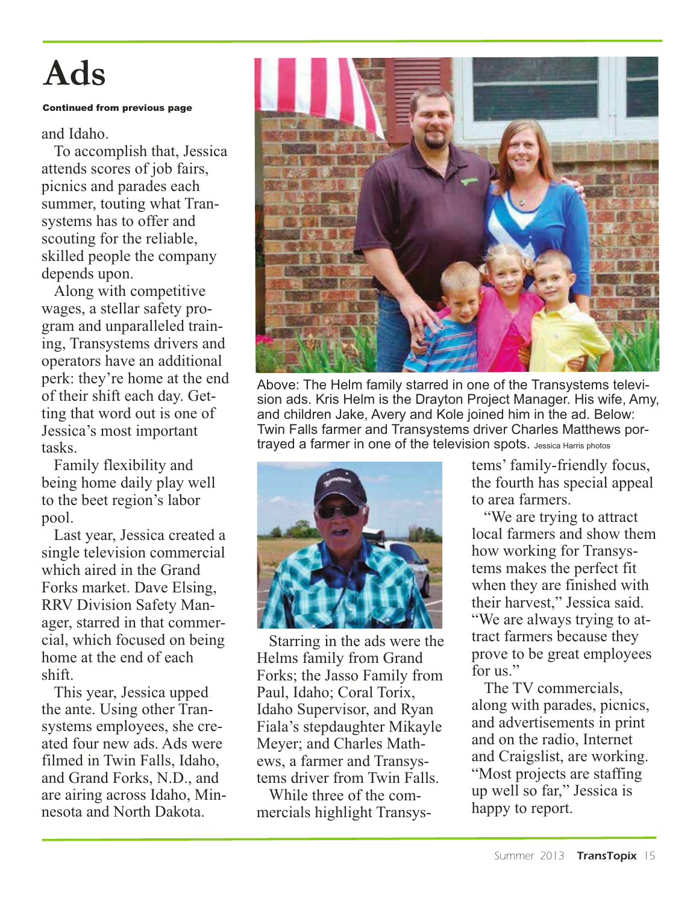# Ads

**Continued from previous page**

and Idaho.

To accomplish that, Jessica attends scores of job fairs, picnics and parades each summer, touting what Transystems has to offer and scouting for the reliable, skilled people the company depends upon.

Along with competitive wages, a stellar safety program and unparalleled training, Transystems drivers and operators have an additional perk: they're home at the end of their shift each day. Getting that word out is one of Jessica's most important tasks.

Family flexibility and being home daily play well to the beet region's labor pool.

Last year, Jessica created a single television commercial which aired in the Grand Forks market. Dave Elsing, RRV Division Safety Manager, starred in that commercial, which focused on being home at the end of each shift.

This year, Jessica upped the ante. Using other Transystems employees, she created four new ads. Ads were filmed in Twin Falls, Idaho, and Grand Forks, N.D., and are airing across Idaho, Minnesota and North Dakota.

Above: The Helm family starred in one of the Transystems television ads. Kris Helm is the Drayton Project Manager. His wife, Amy, and children Jake, Avery and Kole joined him in the ad. Below: Twin Falls farmer and Transystems driver Charles Matthews portrayed a farmer in one of the television spots. Jessica Harris photos

Starring in the ads were the Helms family from Grand Forks; the Jasso Family from Paul, Idaho; Coral Torix, Idaho Supervisor, and Ryan Fiala's stepdaughter Mikayle Meyer; and Charles Mathews, a farmer and Transystems driver from Twin Falls.

While three of the commercials highlight Transystems' family-friendly focus, the fourth has special appeal to area farmers.

"We are trying to attract local farmers and show them how working for Transystems makes the perfect fit when they are finished with their harvest," Jessica said. "We are always trying to attract farmers because they prove to be great employees for us."

The TV commercials, along with parades, picnics, and advertisements in print and on the radio, Internet and Craigslist, are working. "Most projects are staffing up well so far," Jessica is happy to report.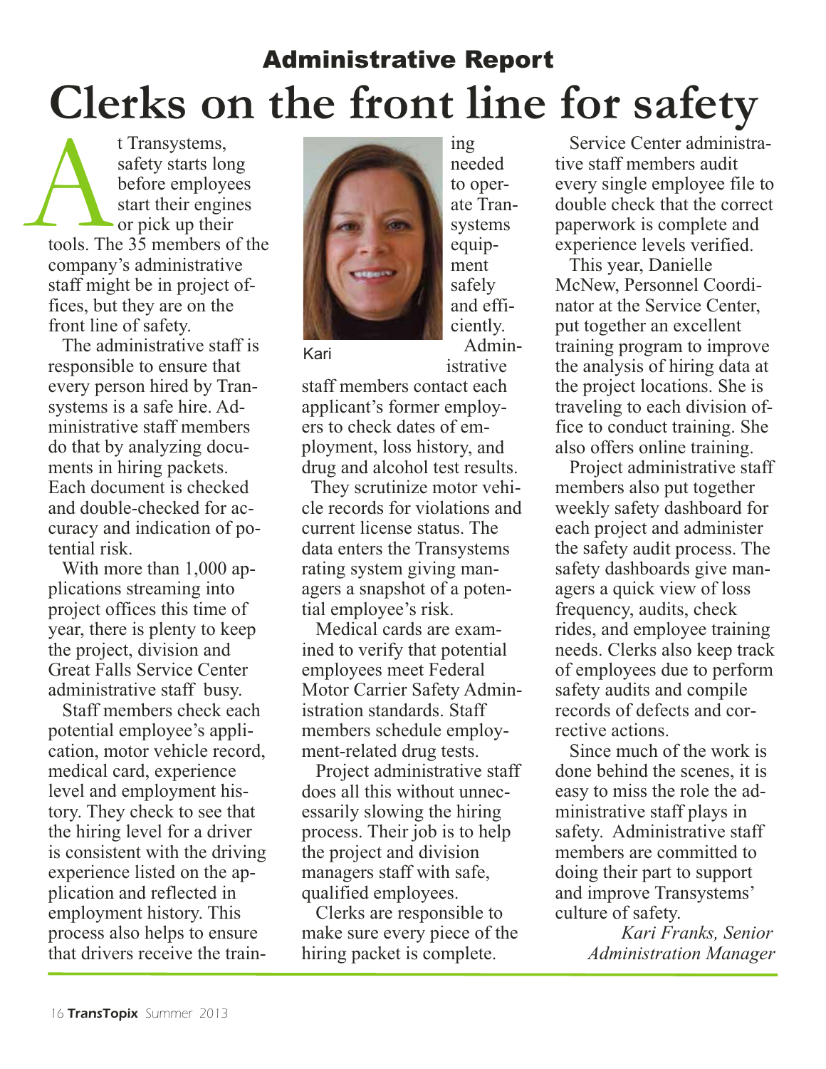## Administrative Report

# Clerks on the front line for safety

At Transystems, safety starts long before employees start their engines or pick up their tools. The 35 members of the company's administrative staff might be in project offices, but they are on the front line of safety.

The administrative staff is responsible to ensure that every person hired by Transystems is a safe hire. Administrative staff members do that by analyzing documents in hiring packets. Each document is checked and double-checked for accuracy and indication of potential risk.

With more than 1,000 applications streaming into project offices this time of year, there is plenty to keep the project, division and Great Falls Service Center administrative staff busy.

Staff members check each potential employee's application, motor vehicle record, medical card, experience level and employment history. They check to see that the hiring level for a driver is consistent with the driving experience listed on the application and reflected in employment history. This process also helps to ensure that drivers receive the training needed to operate Transystems equipment safely and efficiently.

Kari

Administrative staff members contact each applicant's former employers to check dates of employment, loss history, and drug and alcohol test results.

They scrutinize motor vehicle records for violations and current license status. The data enters the Transystems rating system giving managers a snapshot of a potential employee's risk.

Medical cards are examined to verify that potential employees meet Federal Motor Carrier Safety Administration standards. Staff members schedule employment-related drug tests.

Project administrative staff does all this without unnecessarily slowing the hiring process. Their job is to help the project and division managers staff with safe, qualified employees.

Clerks are responsible to make sure every piece of the hiring packet is complete.

Service Center administrative staff members audit every single employee file to double check that the correct paperwork is complete and experience levels verified.

This year, Danielle McNew, Personnel Coordinator at the Service Center, put together an excellent training program to improve the analysis of hiring data at the project locations. She is traveling to each division office to conduct training. She also offers online training.

Project administrative staff members also put together weekly safety dashboard for each project and administer the safety audit process. The safety dashboards give managers a quick view of loss frequency, audits, check rides, and employee training needs. Clerks also keep track of employees due to perform safety audits and compile records of defects and corrective actions.

Since much of the work is done behind the scenes, it is easy to miss the role the administrative staff plays in safety. Administrative staff members are committed to doing their part to support and improve Transystems' culture of safety.

*Kari Franks, Senior Administration Manager*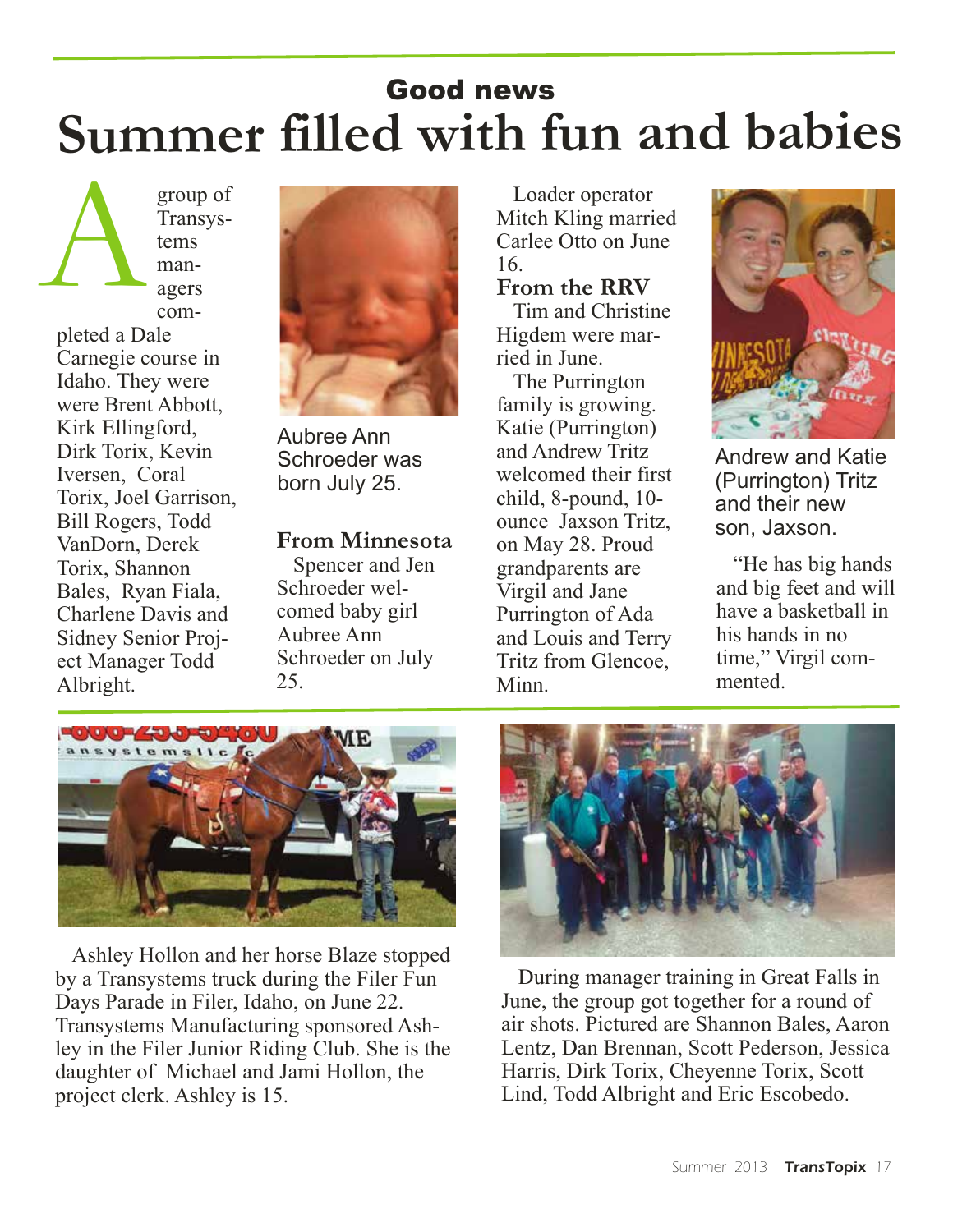## Good news

# Summer filled with fun and babies

A group of Transystems managers completed a Dale Carnegie course in Idaho. They were were Brent Abbott, Kirk Ellingford, Dirk Torix, Kevin Iversen, Coral Torix, Joel Garrison, Bill Rogers, Todd VanDorn, Derek Torix, Shannon Bales, Ryan Fiala, Charlene Davis and Sidney Senior Project Manager Todd Albright.

Aubree Ann Schroeder was born July 25.

### From Minnesota

Spencer and Jen Schroeder welcomed baby girl Aubree Ann Schroeder on July 25.

Loader operator Mitch Kling married Carlee Otto on June 16.

### From the RRV

Tim and Christine Higdem were married in June.

The Purrington family is growing. Katie (Purrington) and Andrew Tritz welcomed their first child, 8-pound, 10-ounce Jaxson Tritz, on May 28. Proud grandparents are Virgil and Jane Purrington of Ada and Louis and Terry Tritz from Glencoe, Minn.

Andrew and Katie (Purrington) Tritz and their new son, Jaxson.

"He has big hands and big feet and will have a basketball in his hands in no time," Virgil commented.

Ashley Hollon and her horse Blaze stopped by a Transystems truck during the Filer Fun Days Parade in Filer, Idaho, on June 22. Transystems Manufacturing sponsored Ashley in the Filer Junior Riding Club. She is the daughter of Michael and Jami Hollon, the project clerk. Ashley is 15.

During manager training in Great Falls in June, the group got together for a round of air shots. Pictured are Shannon Bales, Aaron Lentz, Dan Brennan, Scott Pederson, Jessica Harris, Dirk Torix, Cheyenne Torix, Scott Lind, Todd Albright and Eric Escobedo.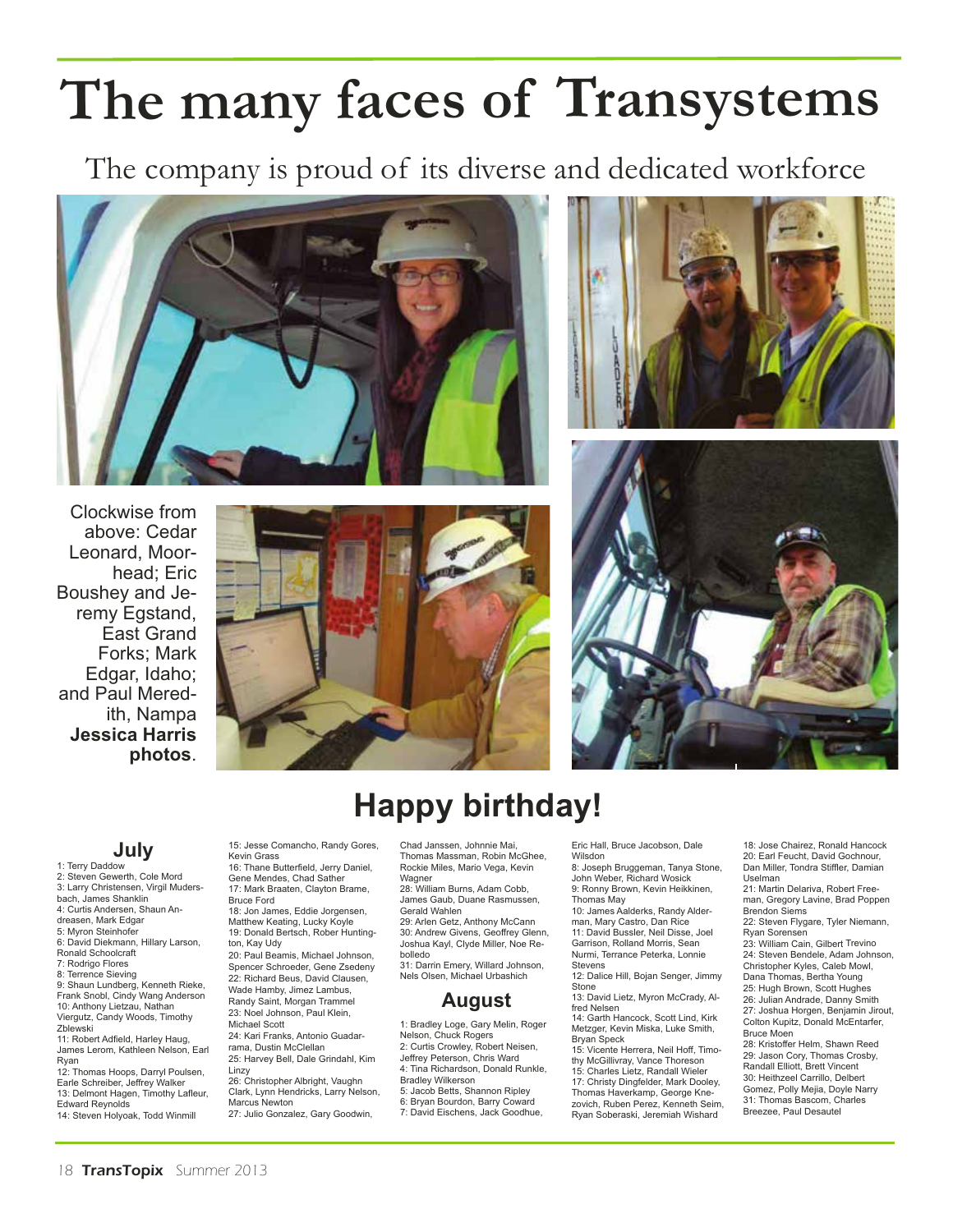# The many faces of Transystems

## The company is proud of its diverse and dedicated workforce

Clockwise from above: Cedar Leonard, Moorhead; Eric Boushey and Jeremy Egstand, East Grand Forks; Mark Edgar, Idaho; and Paul Meredith, Nampa **Jessica Harris photos**.

# Happy birthday!

## July

1: Terry Daddow
2: Steven Gewerth, Cole Mord
3: Larry Christensen, Virgil Mudersbach, James Shanklin
4: Curtis Andersen, Shaun Andreasen, Mark Edgar
5: Myron Steinhofer
6: David Diekmann, Hillary Larson, Ronald Schoolcraft
7: Rodrigo Flores
8: Terrence Sieving
9: Shaun Lundberg, Kenneth Rieke, Frank Snobl, Cindy Wang Anderson
10: Anthony Lietzau, Nathan Viergutz, Candy Woods, Timothy Zblewski
11: Robert Adfield, Harley Haug, James Lerom, Kathleen Nelson, Earl Ryan
12: Thomas Hoops, Darryl Poulsen, Earle Schreiber, Jeffrey Walker
13: Delmont Hagen, Timothy Lafleur, Edward Reynolds
14: Steven Holyoak, Todd Winmill
15: Jesse Comancho, Randy Gores, Kevin Grass
16: Thane Butterfield, Jerry Daniel, Gene Mendes, Chad Sather
17: Mark Braaten, Clayton Brame, Bruce Ford
18: Jon James, Eddie Jorgensen, Matthew Keating, Lucky Koyle
19: Donald Bertsch, Rober Huntington, Kay Udy
20: Paul Beamis, Michael Johnson, Spencer Schroeder, Gene Zsedeny
22: Richard Beus, David Clausen, Wade Hamby, Jimez Lambus, Randy Saint, Morgan Trammel
23: Noel Johnson, Paul Klein, Michael Scott
24: Kari Franks, Antonio Guadarrama, Dustin McClellan
25: Harvey Bell, Dale Grindahl, Kim Linzy
26: Christopher Albright, Vaughn Clark, Lynn Hendricks, Larry Nelson, Marcus Newton
27: Julio Gonzalez, Gary Goodwin, Chad Janssen, Johnnie Mai, Thomas Massman, Robin McGhee, Rockie Miles, Mario Vega, Kevin Wagner
28: William Burns, Adam Cobb, James Gaub, Duane Rasmussen, Gerald Wahlen
29: Arlen Getz, Anthony McCann
30: Andrew Givens, Geoffrey Glenn, Joshua Kayl, Clyde Miller, Noe Rebolledo
31: Darrin Emery, Willard Johnson, Nels Olsen, Michael Urbashich

## August

1: Bradley Loge, Gary Melin, Roger Nelson, Chuck Rogers
2: Curtis Crowley, Robert Neisen, Jeffrey Peterson, Chris Ward
4: Tina Richardson, Donald Runkle, Bradley Wilkerson
5: Jacob Betts, Shannon Ripley
6: Bryan Bourdon, Barry Coward
7: David Eischens, Jack Goodhue, Eric Hall, Bruce Jacobson, Dale Wilsdon
8: Joseph Bruggeman, Tanya Stone, John Weber, Richard Wosick
9: Ronny Brown, Kevin Heikkinen, Thomas May
10: James Aalderks, Randy Alderman, Mary Castro, Dan Rice
11: David Bussler, Neil Disse, Joel Garrison, Rolland Morris, Sean Nurmi, Terrance Peterka, Lonnie Stevens
12: Dalice Hill, Bojan Senger, Jimmy Stone
13: David Lietz, Myron McCrady, Alfred Nelsen
14: Garth Hancock, Scott Lind, Kirk Metzger, Kevin Miska, Luke Smith, Bryan Speck
15: Vicente Herrera, Neil Hoff, Timothy McGillivray, Vance Thoreson
15: Charles Lietz, Randall Wieler
17: Christy Dingfelder, Mark Dooley, Thomas Haverkamp, George Knezovich, Ruben Perez, Kenneth Seim, Ryan Soberaski, Jeremiah Wishard
18: Jose Chairez, Ronald Hancock
20: Earl Feucht, David Gochnour, Dan Miller, Tondra Stiffler, Damian Uselman
21: Martin Delariva, Robert Freeman, Gregory Lavine, Brad Poppen Brendon Siems
22: Steven Flygare, Tyler Niemann, Ryan Sorensen
23: William Cain, Gilbert Trevino
24: Steven Bendele, Adam Johnson, Christopher Kyles, Caleb Mowl, Dana Thomas, Bertha Young
25: Hugh Brown, Scott Hughes
26: Julian Andrade, Danny Smith
27: Joshua Horgen, Benjamin Jirout, Colton Kupitz, Donald McEntarfer, Bruce Moen
28: Kristoffer Helm, Shawn Reed Randall Elliott, Brett Vincent
30: Heithzeel Carrillo, Delbert Gomez, Polly Mejia, Doyle Narry
31: Thomas Bascom, Charles Breezee, Paul Desautel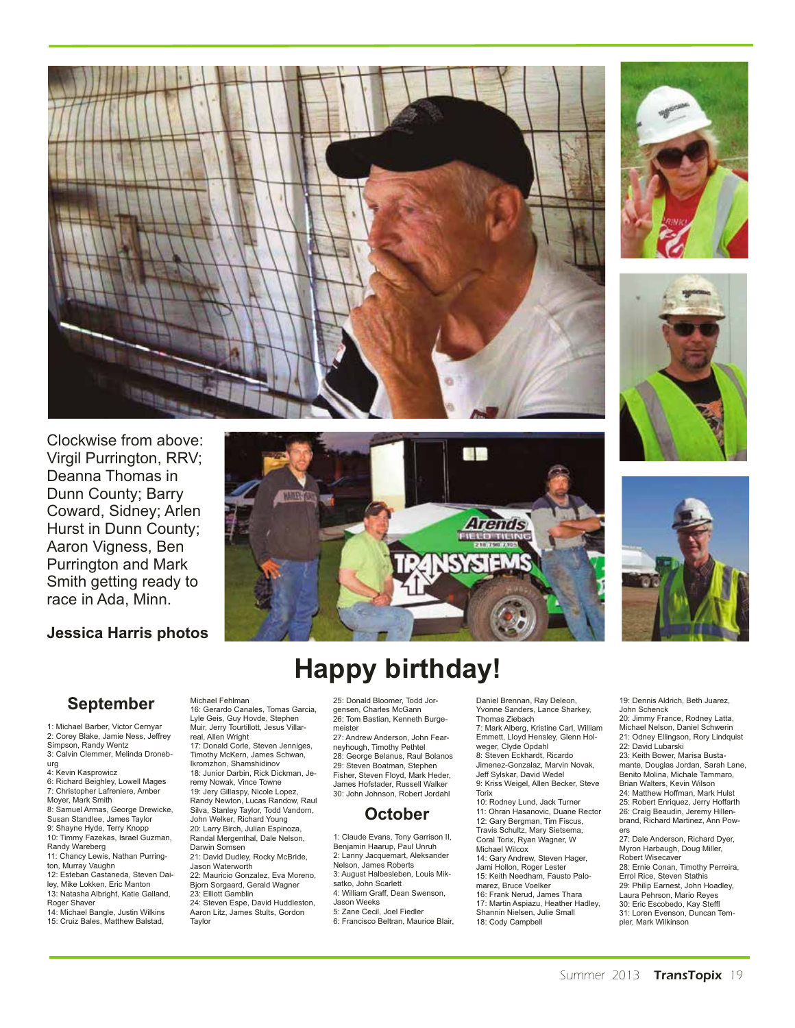Clockwise from above: Virgil Purrington, RRV; Deanna Thomas in Dunn County; Barry Coward, Sidney; Arlen Hurst in Dunn County; Aaron Vigness, Ben Purrington and Mark Smith getting ready to race in Ada, Minn.

**Jessica Harris photos**

# Happy birthday!

## September

1: Michael Barber, Victor Cernyar
2: Corey Blake, Jamie Ness, Jeffrey Simpson, Randy Wentz
3: Calvin Clemmer, Melinda Droneburg
4: Kevin Kasprowicz
6: Richard Beighley, Lowell Mages
7: Christopher Lafreniere, Amber Moyer, Mark Smith
8: Samuel Armas, George Drewicke, Susan Standlee, James Taylor
9: Shayne Hyde, Terry Knopp
10: Timmy Fazekas, Israel Guzman, Randy Wareberg
11: Chancy Lewis, Nathan Purrington, Murray Vaughn
12: Esteban Castaneda, Steven Dailey, Mike Lokken, Eric Manton
13: Natasha Albright, Katie Galland, Roger Shaver
14: Michael Bangle, Justin Wilkins
15: Cruiz Bales, Matthew Balstad, Michael Fehlman
16: Gerardo Canales, Tomas Garcia, Lyle Geis, Guy Hovde, Stephen Muir, Jerry Tourtillott, Jesus Villarreal, Allen Wright
17: Donald Corle, Steven Jenniges, Timothy McKern, James Schwan, Ikromzhon, Shamshidinov
18: Junior Darbin, Rick Dickman, Jeremy Nowak, Vince Towne
19: Jery Gillaspy, Nicole Lopez, Randy Newton, Lucas Randow, Raul Silva, Stanley Taylor, Todd Vandorn, John Welker, Richard Young
20: Larry Birch, Julian Espinoza, Randal Mergenthal, Dale Nelson, Darwin Somsen
21: David Dudley, Rocky McBride, Jason Waterworth
22: Mauricio Gonzalez, Eva Moreno, Bjorn Sorgaard, Gerald Wagner
23: Elliott Gamblin
24: Steven Espe, David Huddleston, Aaron Litz, James Stults, Gordon Taylor
25: Donald Bloomer, Todd Jorgensen, Charles McGann
26: Tom Bastian, Kenneth Burgemeister
27: Andrew Anderson, John Fearneyhough, Timothy Pethtel
28: George Belanus, Raul Bolanos
29: Steven Boatman, Stephen Fisher, Steven Floyd, Mark Heder, James Hofstader, Russell Walker
30: John Johnson, Robert Jordahl

## October

1: Claude Evans, Tony Garrison II, Benjamin Haarup, Paul Unruh
2: Lanny Jacquemart, Aleksander Nelson, James Roberts
3: August Halbesleben, Louis Miksatko, John Scarlett
4: William Graff, Dean Swenson, Jason Weeks
5: Zane Cecil, Joel Fiedler
6: Francisco Beltran, Maurice Blair, Daniel Brennan, Ray Deleon, Yvonne Sanders, Lance Sharkey, Thomas Ziebach
7: Mark Alberg, Kristine Carl, William Emmett, Lloyd Hensley, Glenn Holweger, Clyde Opdahl
8: Steven Eckhardt, Ricardo Jimenez-Gonzalaz, Marvin Novak, Jeff Sylskar, David Wedel
9: Kriss Weigel, Allen Becker, Steve Torix
10: Rodney Lund, Jack Turner
11: Ohran Hasanovic, Duane Rector
12: Gary Bergman, Tim Fiscus, Travis Schultz, Mary Sietsema, Coral Torix, Ryan Wagner, W Michael Wilcox
14: Gary Andrew, Steven Hager, Jami Hollon, Roger Lester
15: Keith Needham, Fausto Palomarez, Bruce Voelker
16: Frank Nerud, James Thara
17: Martin Aspiazu, Heather Hadley, Shannin Nielsen, Julie Small
18: Cody Campbell
19: Dennis Aldrich, Beth Juarez, John Schenck
20: Jimmy France, Rodney Latta, Michael Nelson, Daniel Schwerin
21: Odney Ellingson, Rory Lindquist
22: David Lubarski
23: Keith Bower, Marisa Bustamante, Douglas Jordan, Sarah Lane, Benito Molina, Michale Tammaro, Brian Walters, Kevin Wilson
24: Matthew Hoffman, Mark Hulst
25: Robert Enriquez, Jerry Hoffarth
26: Craig Beaudin, Jeremy Hillenbrand, Richard Martinez, Ann Powers
27: Dale Anderson, Richard Dyer, Myron Harbaugh, Doug Miller, Robert Wisecaver
28: Ernie Conan, Timothy Perreira, Errol Rice, Steven Stathis
29: Philip Earnest, John Hoadley, Laura Pehrson, Mario Reyes
30: Eric Escobedo, Kay Steffl
31: Loren Evenson, Duncan Templer, Mark Wilkinson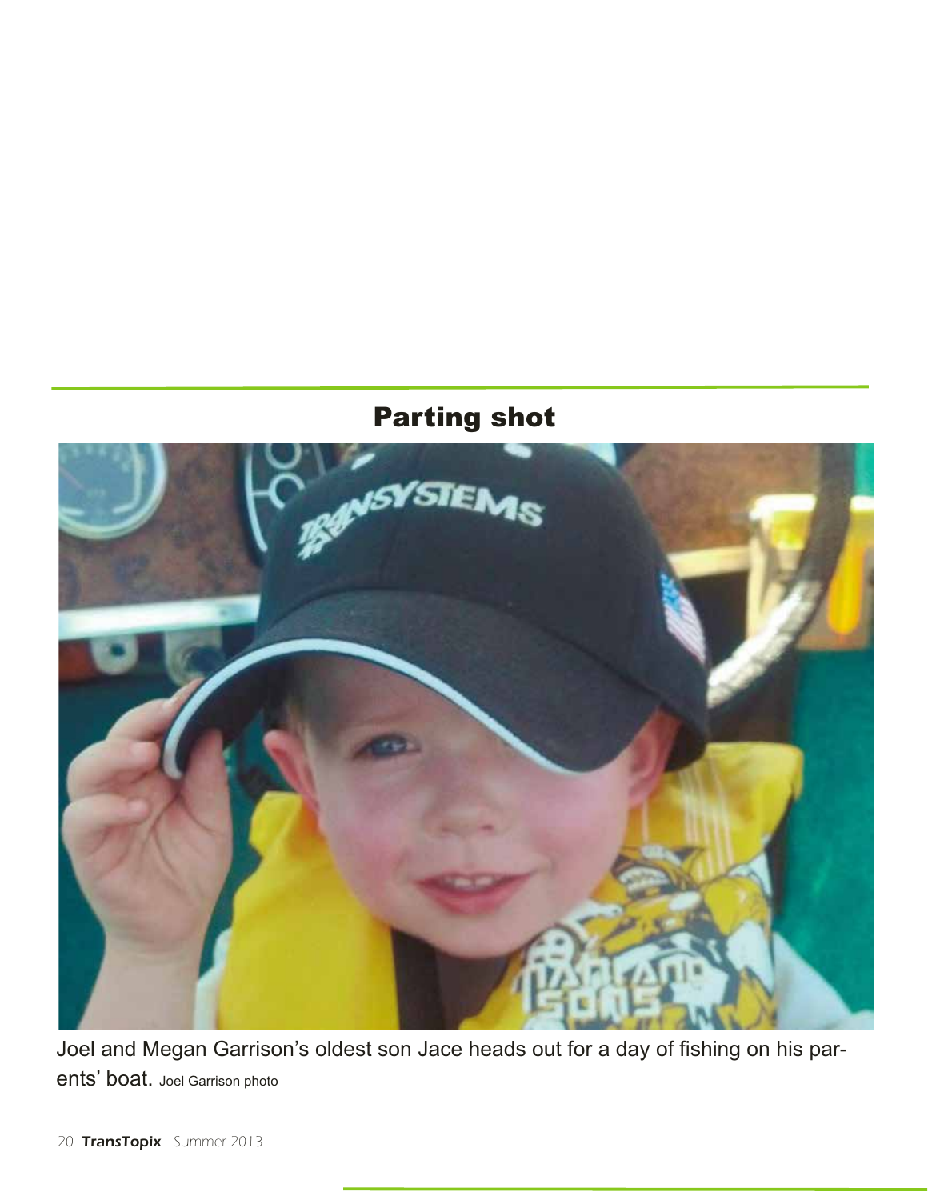## Parting shot

Joel and Megan Garrison's oldest son Jace heads out for a day of fishing on his parents' boat. Joel Garrison photo